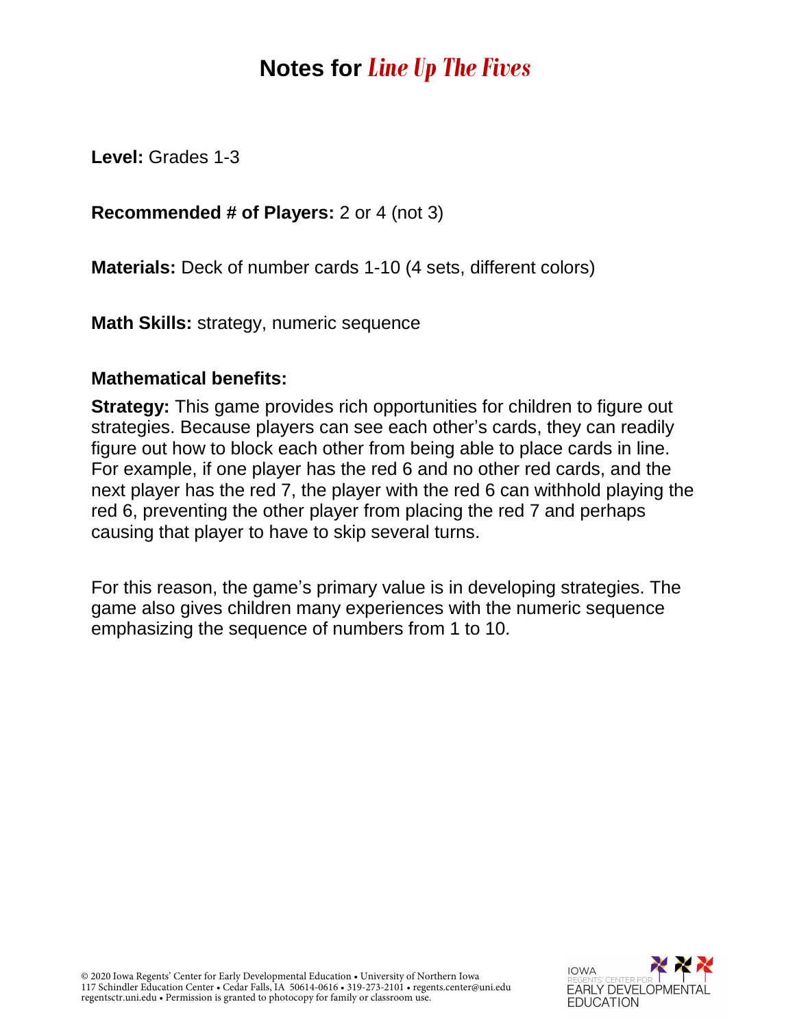# Notes for *Line Up The Fives*

**Level:** Grades 1-3

**Recommended # of Players:** 2 or 4 (not 3)

**Materials:** Deck of number cards 1-10 (4 sets, different colors)

**Math Skills:** strategy, numeric sequence

**Mathematical benefits:**

**Strategy:** This game provides rich opportunities for children to figure out strategies. Because players can see each other's cards, they can readily figure out how to block each other from being able to place cards in line. For example, if one player has the red 6 and no other red cards, and the next player has the red 7, the player with the red 6 can withhold playing the red 6, preventing the other player from placing the red 7 and perhaps causing that player to have to skip several turns.

For this reason, the game's primary value is in developing strategies. The game also gives children many experiences with the numeric sequence emphasizing the sequence of numbers from 1 to 10.

© 2020 Iowa Regents' Center for Early Developmental Education • University of Northern Iowa
117 Schindler Education Center • Cedar Falls, IA 50614-0616 • 319-273-2101 • regents.center@uni.edu
regentsctr.uni.edu • Permission is granted to photocopy for family or classroom use.

IOWA REGENTS' CENTER FOR EARLY DEVELOPMENTAL EDUCATION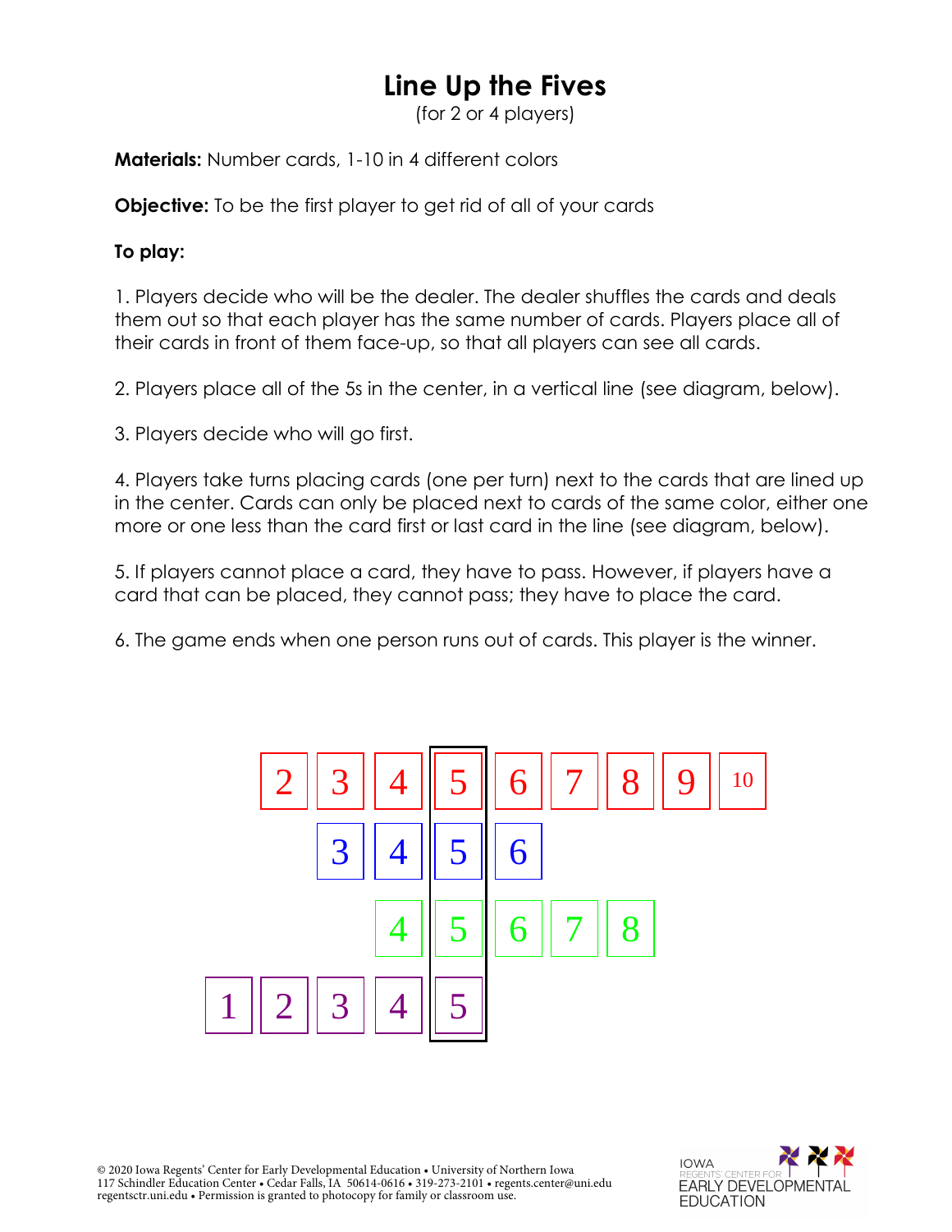# Line Up the Fives

(for 2 or 4 players)

**Materials:** Number cards, 1-10 in 4 different colors

**Objective:** To be the first player to get rid of all of your cards

**To play:**

1. Players decide who will be the dealer. The dealer shuffles the cards and deals them out so that each player has the same number of cards. Players place all of their cards in front of them face-up, so that all players can see all cards.

2. Players place all of the 5s in the center, in a vertical line (see diagram, below).

3. Players decide who will go first.

4. Players take turns placing cards (one per turn) next to the cards that are lined up in the center. Cards can only be placed next to cards of the same color, either one more or one less than the card first or last card in the line (see diagram, below).

5. If players cannot place a card, they have to pass. However, if players have a card that can be placed, they cannot pass; they have to place the card.

6. The game ends when one person runs out of cards. This player is the winner.

| | | | | | | | | | |
|---|---|---|---|---|---|---|---|---|---|
| | 2 | 3 | 4 | 5 | 6 | 7 | 8 | 9 | 10 |
| | | 3 | 4 | 5 | 6 | | | | |
| | | | 4 | 5 | 6 | 7 | 8 | | |
| 1 | 2 | 3 | 4 | 5 | | | | | |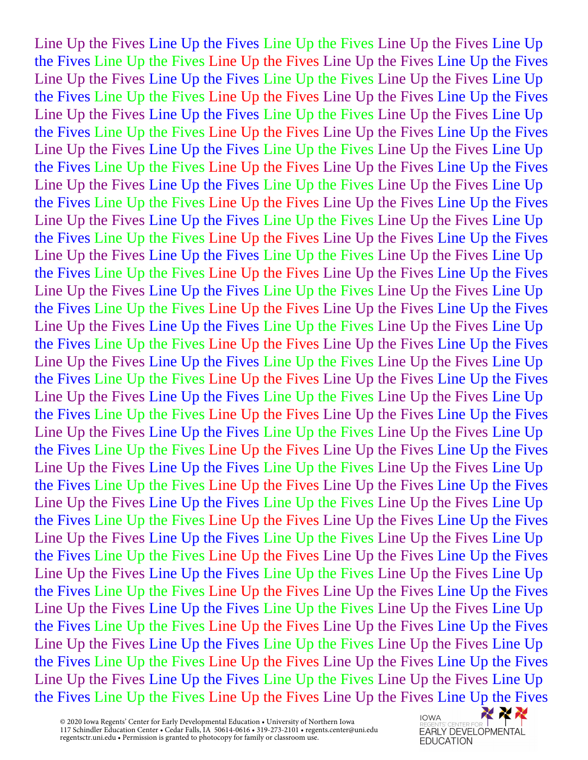Line Up the Fives Line Up the Fives Line Up the Fives Line Up the Fives Line Up
the Fives Line Up the Fives Line Up the Fives Line Up the Fives Line Up the Fives
Line Up the Fives Line Up the Fives Line Up the Fives Line Up the Fives Line Up
the Fives Line Up the Fives Line Up the Fives Line Up the Fives Line Up the Fives
Line Up the Fives Line Up the Fives Line Up the Fives Line Up the Fives Line Up
the Fives Line Up the Fives Line Up the Fives Line Up the Fives Line Up the Fives
Line Up the Fives Line Up the Fives Line Up the Fives Line Up the Fives Line Up
the Fives Line Up the Fives Line Up the Fives Line Up the Fives Line Up the Fives
Line Up the Fives Line Up the Fives Line Up the Fives Line Up the Fives Line Up
the Fives Line Up the Fives Line Up the Fives Line Up the Fives Line Up the Fives
Line Up the Fives Line Up the Fives Line Up the Fives Line Up the Fives Line Up
the Fives Line Up the Fives Line Up the Fives Line Up the Fives Line Up the Fives
Line Up the Fives Line Up the Fives Line Up the Fives Line Up the Fives Line Up
the Fives Line Up the Fives Line Up the Fives Line Up the Fives Line Up the Fives
Line Up the Fives Line Up the Fives Line Up the Fives Line Up the Fives Line Up
the Fives Line Up the Fives Line Up the Fives Line Up the Fives Line Up the Fives
Line Up the Fives Line Up the Fives Line Up the Fives Line Up the Fives Line Up
the Fives Line Up the Fives Line Up the Fives Line Up the Fives Line Up the Fives
Line Up the Fives Line Up the Fives Line Up the Fives Line Up the Fives Line Up
the Fives Line Up the Fives Line Up the Fives Line Up the Fives Line Up the Fives
Line Up the Fives Line Up the Fives Line Up the Fives Line Up the Fives Line Up
the Fives Line Up the Fives Line Up the Fives Line Up the Fives Line Up the Fives
Line Up the Fives Line Up the Fives Line Up the Fives Line Up the Fives Line Up
the Fives Line Up the Fives Line Up the Fives Line Up the Fives Line Up the Fives
Line Up the Fives Line Up the Fives Line Up the Fives Line Up the Fives Line Up
the Fives Line Up the Fives Line Up the Fives Line Up the Fives Line Up the Fives
Line Up the Fives Line Up the Fives Line Up the Fives Line Up the Fives Line Up
the Fives Line Up the Fives Line Up the Fives Line Up the Fives Line Up the Fives
Line Up the Fives Line Up the Fives Line Up the Fives Line Up the Fives Line Up
the Fives Line Up the Fives Line Up the Fives Line Up the Fives Line Up the Fives
Line Up the Fives Line Up the Fives Line Up the Fives Line Up the Fives Line Up
the Fives Line Up the Fives Line Up the Fives Line Up the Fives Line Up the Fives
Line Up the Fives Line Up the Fives Line Up the Fives Line Up the Fives Line Up
the Fives Line Up the Fives Line Up the Fives Line Up the Fives Line Up the Fives
Line Up the Fives Line Up the Fives Line Up the Fives Line Up the Fives Line Up
the Fives Line Up the Fives Line Up the Fives Line Up the Fives Line Up the Fives
Line Up the Fives Line Up the Fives Line Up the Fives Line Up the Fives Line Up
the Fives Line Up the Fives Line Up the Fives Line Up the Fives Line Up the Fives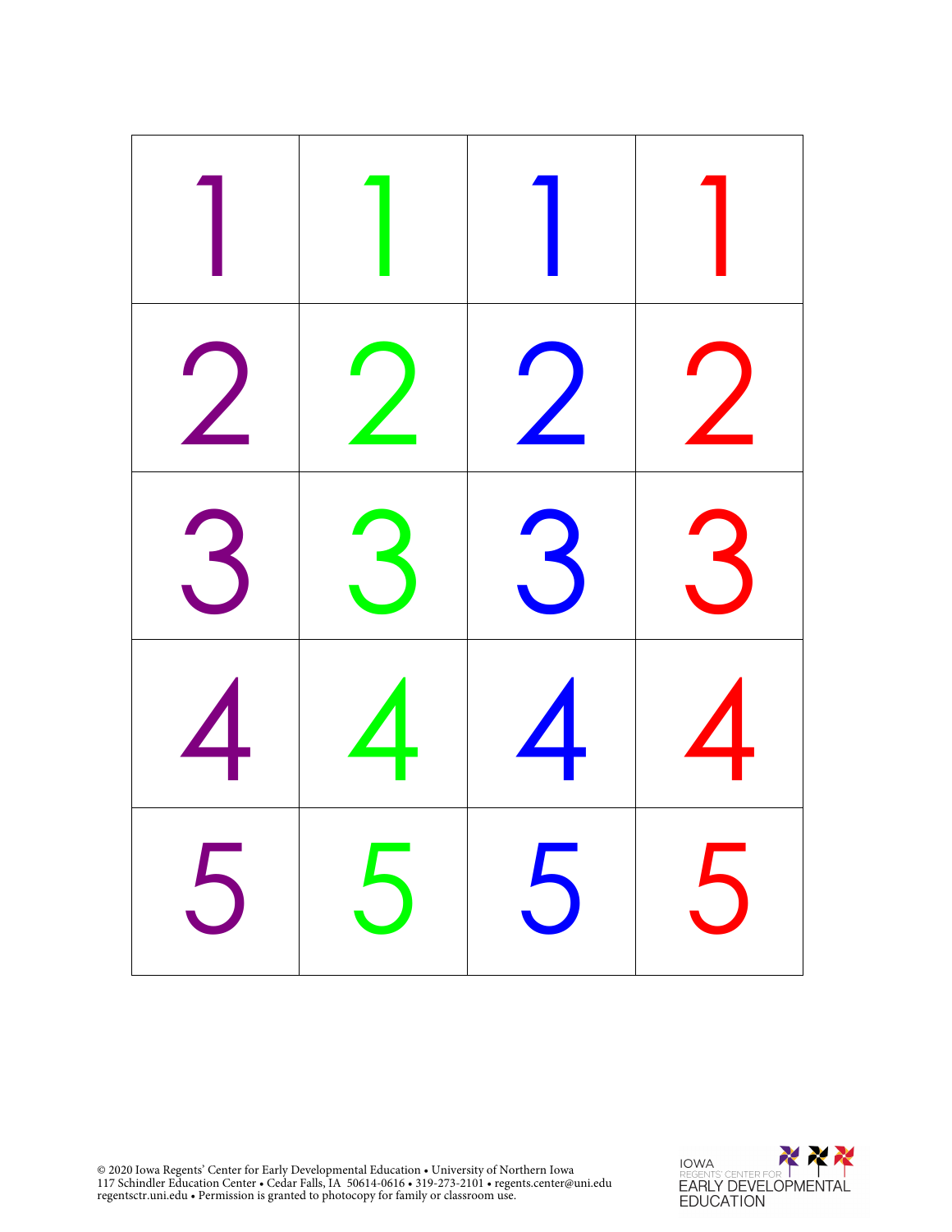| 1 | 1 | 1 | 1 |
|---|---|---|---|
| 2 | 2 | 2 | 2 |
| 3 | 3 | 3 | 3 |
| 4 | 4 | 4 | 4 |
| 5 | 5 | 5 | 5 |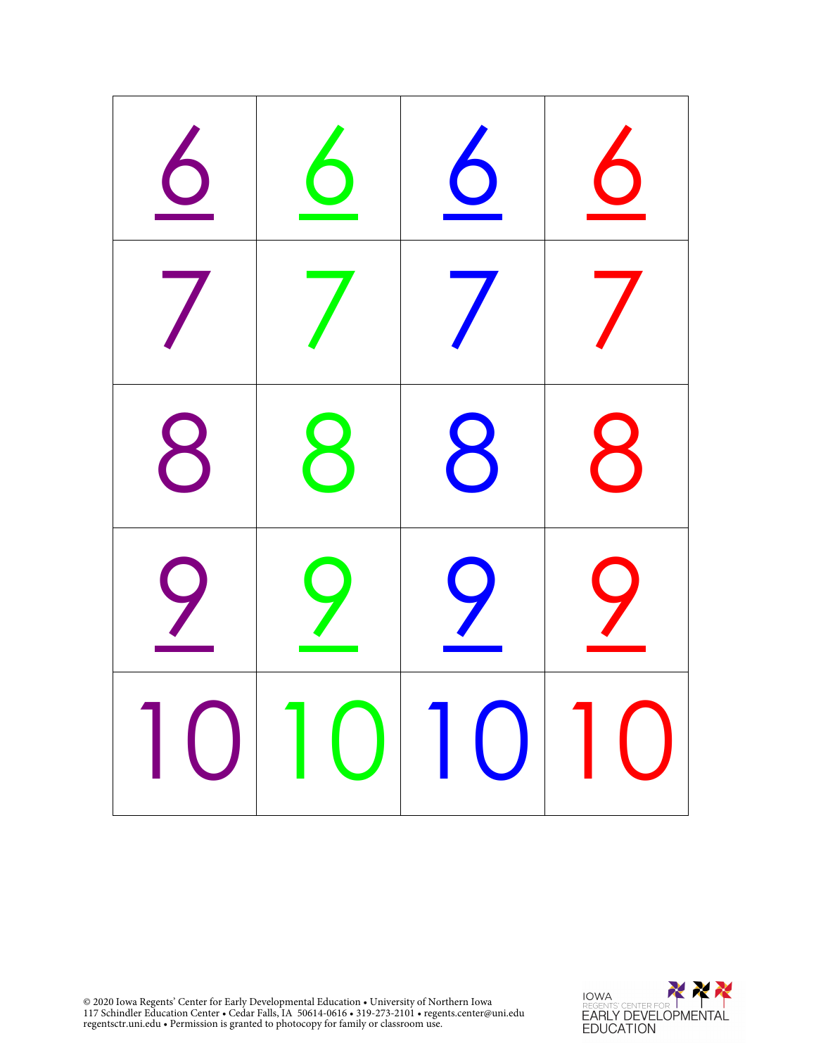| | | | |
|---|---|---|---|
| 6 | 6 | 6 | 6 |
| 7 | 7 | 7 | 7 |
| 8 | 8 | 8 | 8 |
| 9 | 9 | 9 | 9 |
| 10 | 10 | 10 | 10 |

© 2020 Iowa Regents' Center for Early Developmental Education • University of Northern Iowa
117 Schindler Education Center • Cedar Falls, IA 50614-0616 • 319-273-2101 • regents.center@uni.edu
regentsctr.uni.edu • Permission is granted to photocopy for family or classroom use.

IOWA REGENTS' CENTER FOR EARLY DEVELOPMENTAL EDUCATION